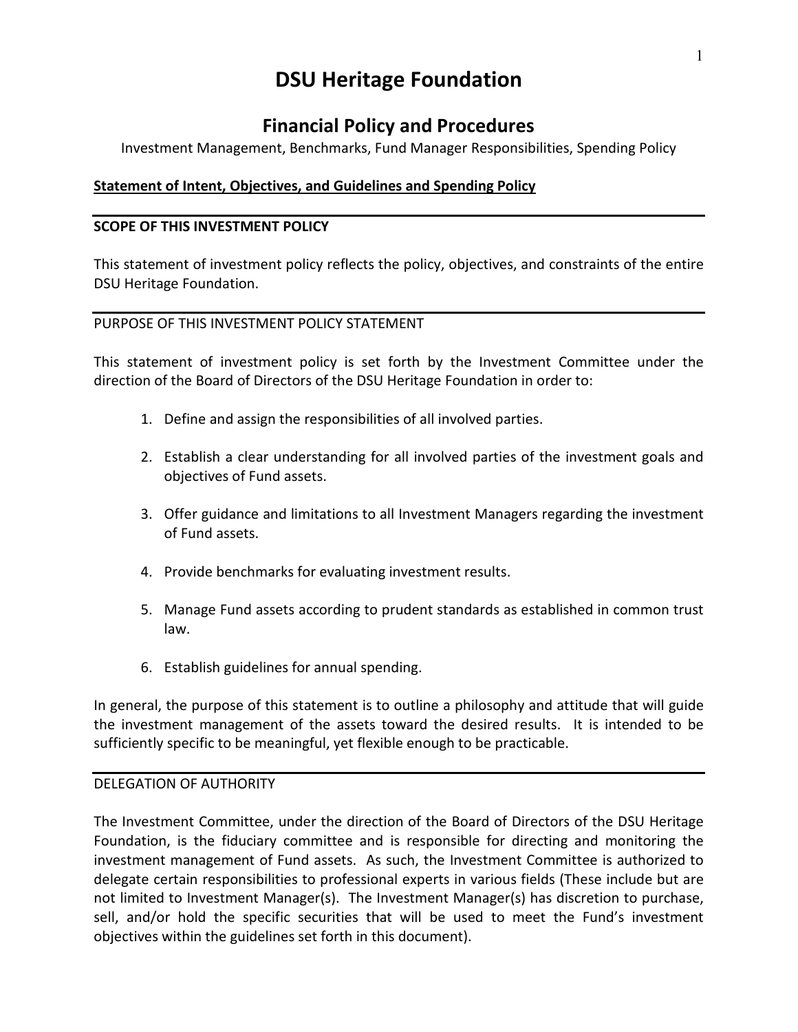# DSU Heritage Foundation

## Financial Policy and Procedures

Investment Management, Benchmarks, Fund Manager Responsibilities, Spending Policy

**Statement of Intent, Objectives, and Guidelines and Spending Policy**

---

**SCOPE OF THIS INVESTMENT POLICY**

This statement of investment policy reflects the policy, objectives, and constraints of the entire DSU Heritage Foundation.

---

PURPOSE OF THIS INVESTMENT POLICY STATEMENT

This statement of investment policy is set forth by the Investment Committee under the direction of the Board of Directors of the DSU Heritage Foundation in order to:

1. Define and assign the responsibilities of all involved parties.
2. Establish a clear understanding for all involved parties of the investment goals and objectives of Fund assets.
3. Offer guidance and limitations to all Investment Managers regarding the investment of Fund assets.
4. Provide benchmarks for evaluating investment results.
5. Manage Fund assets according to prudent standards as established in common trust law.
6. Establish guidelines for annual spending.

In general, the purpose of this statement is to outline a philosophy and attitude that will guide the investment management of the assets toward the desired results. It is intended to be sufficiently specific to be meaningful, yet flexible enough to be practicable.

---

DELEGATION OF AUTHORITY

The Investment Committee, under the direction of the Board of Directors of the DSU Heritage Foundation, is the fiduciary committee and is responsible for directing and monitoring the investment management of Fund assets. As such, the Investment Committee is authorized to delegate certain responsibilities to professional experts in various fields (These include but are not limited to Investment Manager(s). The Investment Manager(s) has discretion to purchase, sell, and/or hold the specific securities that will be used to meet the Fund's investment objectives within the guidelines set forth in this document).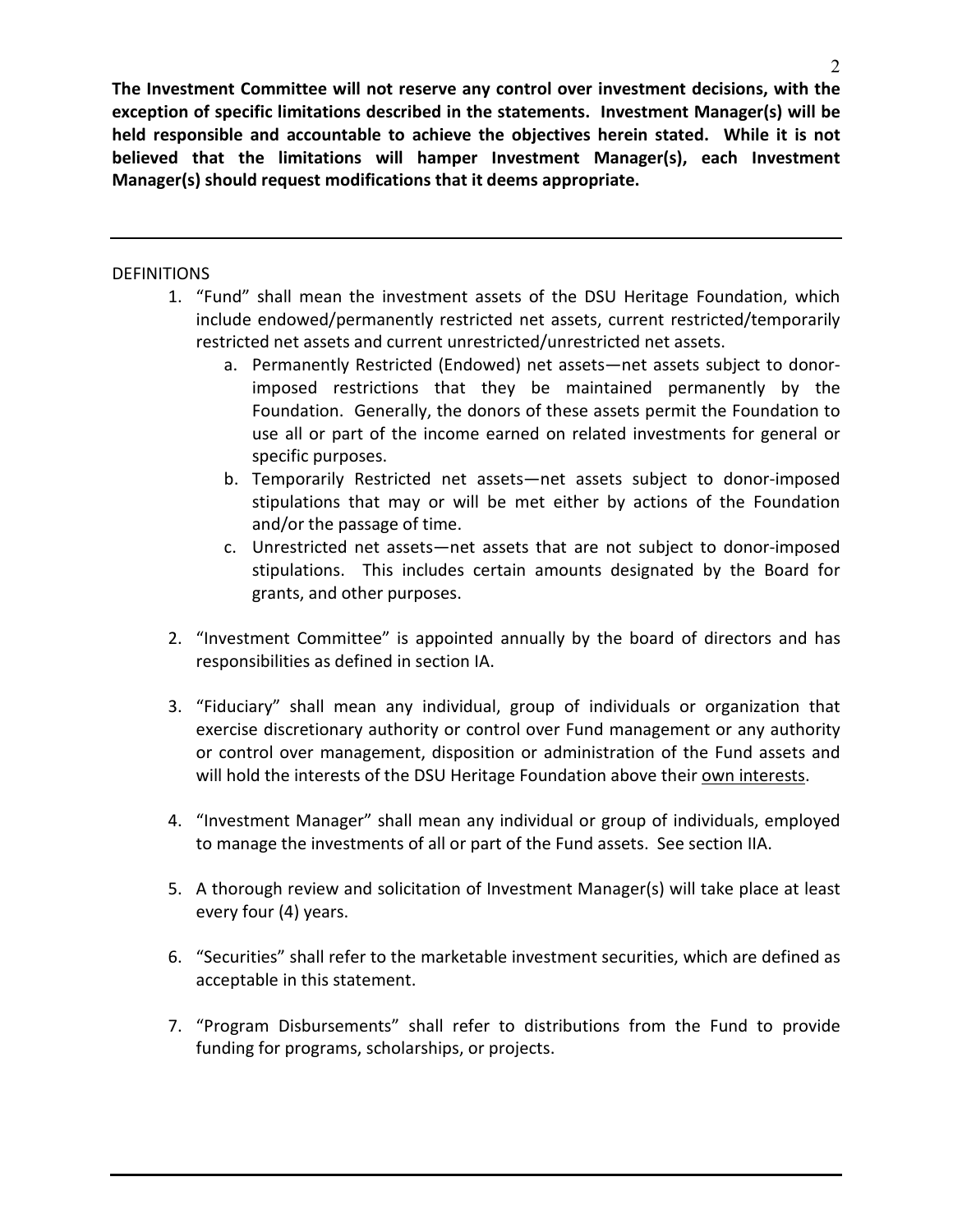**The Investment Committee will not reserve any control over investment decisions, with the exception of specific limitations described in the statements. Investment Manager(s) will be held responsible and accountable to achieve the objectives herein stated. While it is not believed that the limitations will hamper Investment Manager(s), each Investment Manager(s) should request modifications that it deems appropriate.**

---

DEFINITIONS

1. "Fund" shall mean the investment assets of the DSU Heritage Foundation, which include endowed/permanently restricted net assets, current restricted/temporarily restricted net assets and current unrestricted/unrestricted net assets.
   a. Permanently Restricted (Endowed) net assets—net assets subject to donor-imposed restrictions that they be maintained permanently by the Foundation. Generally, the donors of these assets permit the Foundation to use all or part of the income earned on related investments for general or specific purposes.
   b. Temporarily Restricted net assets—net assets subject to donor-imposed stipulations that may or will be met either by actions of the Foundation and/or the passage of time.
   c. Unrestricted net assets—net assets that are not subject to donor-imposed stipulations. This includes certain amounts designated by the Board for grants, and other purposes.

2. "Investment Committee" is appointed annually by the board of directors and has responsibilities as defined in section IA.

3. "Fiduciary" shall mean any individual, group of individuals or organization that exercise discretionary authority or control over Fund management or any authority or control over management, disposition or administration of the Fund assets and will hold the interests of the DSU Heritage Foundation above their <u>own interests</u>.

4. "Investment Manager" shall mean any individual or group of individuals, employed to manage the investments of all or part of the Fund assets. See section IIA.

5. A thorough review and solicitation of Investment Manager(s) will take place at least every four (4) years.

6. "Securities" shall refer to the marketable investment securities, which are defined as acceptable in this statement.

7. "Program Disbursements" shall refer to distributions from the Fund to provide funding for programs, scholarships, or projects.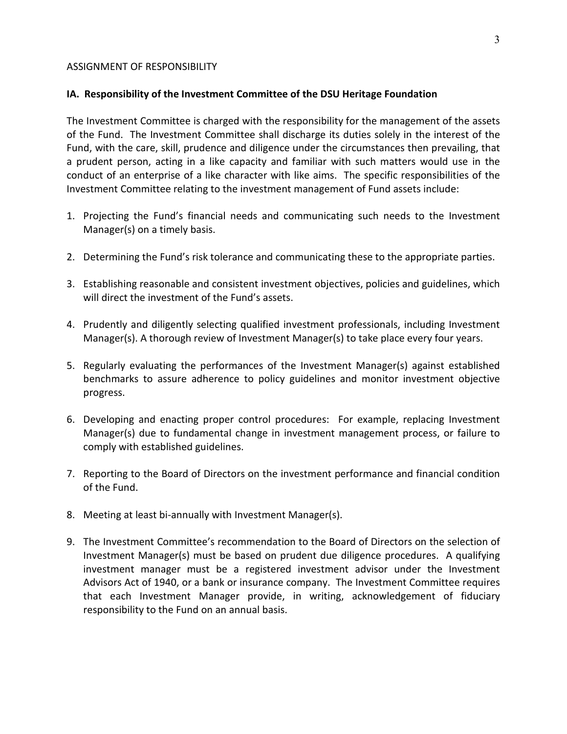ASSIGNMENT OF RESPONSIBILITY

**IA. Responsibility of the Investment Committee of the DSU Heritage Foundation**

The Investment Committee is charged with the responsibility for the management of the assets of the Fund. The Investment Committee shall discharge its duties solely in the interest of the Fund, with the care, skill, prudence and diligence under the circumstances then prevailing, that a prudent person, acting in a like capacity and familiar with such matters would use in the conduct of an enterprise of a like character with like aims. The specific responsibilities of the Investment Committee relating to the investment management of Fund assets include:

1. Projecting the Fund's financial needs and communicating such needs to the Investment Manager(s) on a timely basis.

2. Determining the Fund's risk tolerance and communicating these to the appropriate parties.

3. Establishing reasonable and consistent investment objectives, policies and guidelines, which will direct the investment of the Fund's assets.

4. Prudently and diligently selecting qualified investment professionals, including Investment Manager(s). A thorough review of Investment Manager(s) to take place every four years.

5. Regularly evaluating the performances of the Investment Manager(s) against established benchmarks to assure adherence to policy guidelines and monitor investment objective progress.

6. Developing and enacting proper control procedures: For example, replacing Investment Manager(s) due to fundamental change in investment management process, or failure to comply with established guidelines.

7. Reporting to the Board of Directors on the investment performance and financial condition of the Fund.

8. Meeting at least bi-annually with Investment Manager(s).

9. The Investment Committee's recommendation to the Board of Directors on the selection of Investment Manager(s) must be based on prudent due diligence procedures. A qualifying investment manager must be a registered investment advisor under the Investment Advisors Act of 1940, or a bank or insurance company. The Investment Committee requires that each Investment Manager provide, in writing, acknowledgement of fiduciary responsibility to the Fund on an annual basis.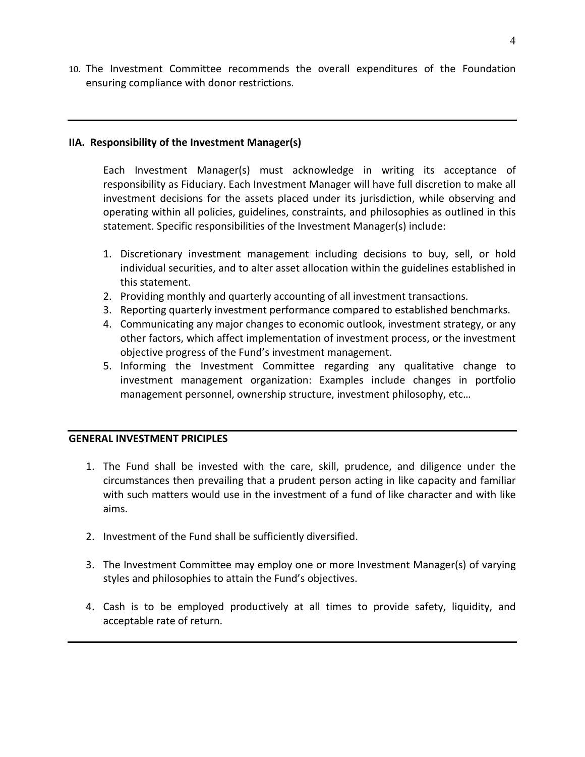10. The Investment Committee recommends the overall expenditures of the Foundation ensuring compliance with donor restrictions.

---

**IIA. Responsibility of the Investment Manager(s)**

Each Investment Manager(s) must acknowledge in writing its acceptance of responsibility as Fiduciary. Each Investment Manager will have full discretion to make all investment decisions for the assets placed under its jurisdiction, while observing and operating within all policies, guidelines, constraints, and philosophies as outlined in this statement. Specific responsibilities of the Investment Manager(s) include:

1. Discretionary investment management including decisions to buy, sell, or hold individual securities, and to alter asset allocation within the guidelines established in this statement.
2. Providing monthly and quarterly accounting of all investment transactions.
3. Reporting quarterly investment performance compared to established benchmarks.
4. Communicating any major changes to economic outlook, investment strategy, or any other factors, which affect implementation of investment process, or the investment objective progress of the Fund's investment management.
5. Informing the Investment Committee regarding any qualitative change to investment management organization: Examples include changes in portfolio management personnel, ownership structure, investment philosophy, etc…

---

**GENERAL INVESTMENT PRICIPLES**

1. The Fund shall be invested with the care, skill, prudence, and diligence under the circumstances then prevailing that a prudent person acting in like capacity and familiar with such matters would use in the investment of a fund of like character and with like aims.

2. Investment of the Fund shall be sufficiently diversified.

3. The Investment Committee may employ one or more Investment Manager(s) of varying styles and philosophies to attain the Fund's objectives.

4. Cash is to be employed productively at all times to provide safety, liquidity, and acceptable rate of return.

---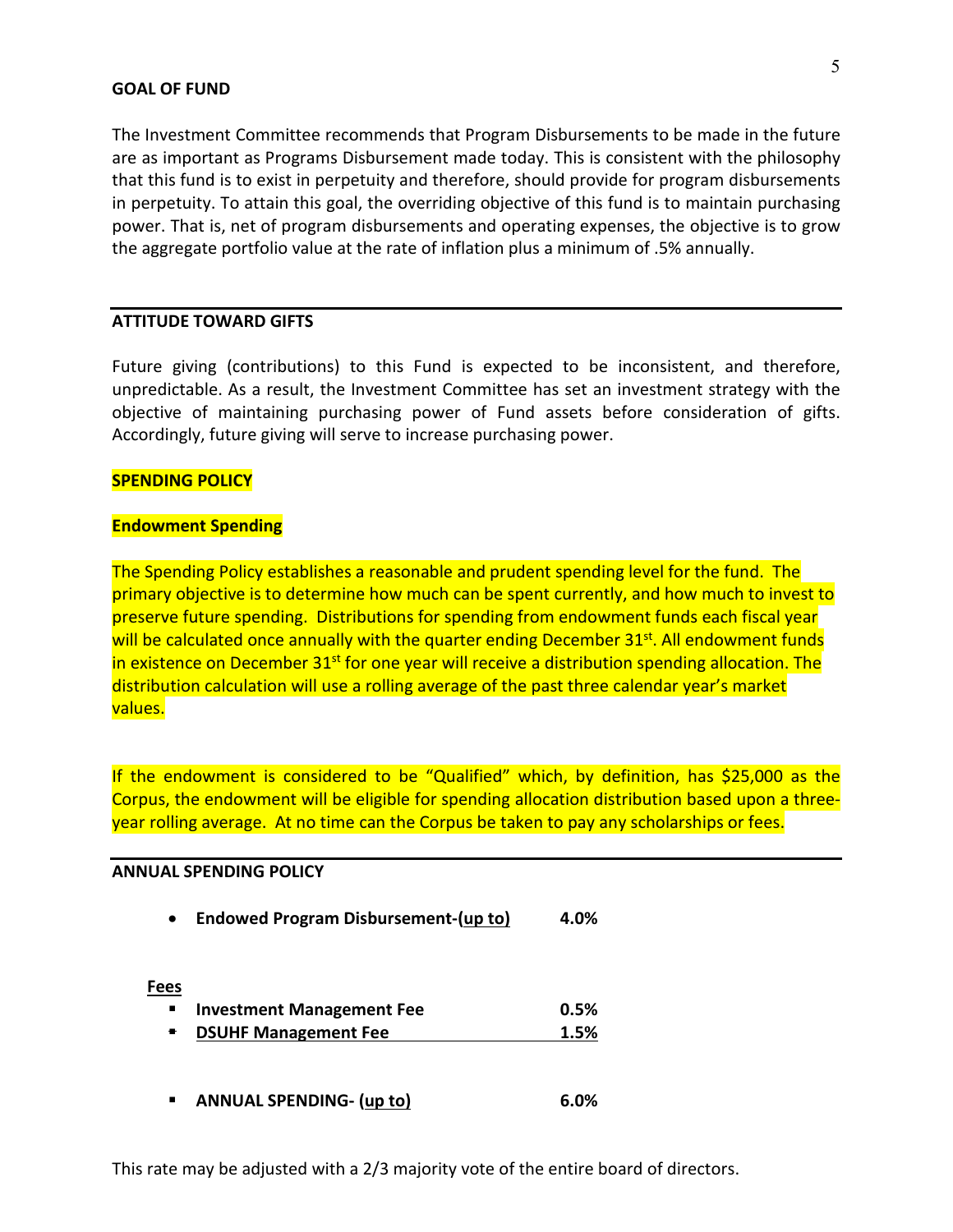**GOAL OF FUND**

The Investment Committee recommends that Program Disbursements to be made in the future are as important as Programs Disbursement made today. This is consistent with the philosophy that this fund is to exist in perpetuity and therefore, should provide for program disbursements in perpetuity. To attain this goal, the overriding objective of this fund is to maintain purchasing power. That is, net of program disbursements and operating expenses, the objective is to grow the aggregate portfolio value at the rate of inflation plus a minimum of .5% annually.

---

**ATTITUDE TOWARD GIFTS**

Future giving (contributions) to this Fund is expected to be inconsistent, and therefore, unpredictable. As a result, the Investment Committee has set an investment strategy with the objective of maintaining purchasing power of Fund assets before consideration of gifts. Accordingly, future giving will serve to increase purchasing power.

**SPENDING POLICY**

**Endowment Spending**

The Spending Policy establishes a reasonable and prudent spending level for the fund. The primary objective is to determine how much can be spent currently, and how much to invest to preserve future spending. Distributions for spending from endowment funds each fiscal year will be calculated once annually with the quarter ending December 31st. All endowment funds in existence on December 31st for one year will receive a distribution spending allocation. The distribution calculation will use a rolling average of the past three calendar year's market values.

If the endowment is considered to be "Qualified" which, by definition, has $25,000 as the Corpus, the endowment will be eligible for spending allocation distribution based upon a three-year rolling average. At no time can the Corpus be taken to pay any scholarships or fees.

---

**ANNUAL SPENDING POLICY**

- **Endowed Program Disbursement-(up to)** **4.0%**

**Fees**

- **Investment Management Fee** **0.5%**
- **DSUHF Management Fee** **1.5%**

- **ANNUAL SPENDING- (up to)** **6.0%**

This rate may be adjusted with a 2/3 majority vote of the entire board of directors.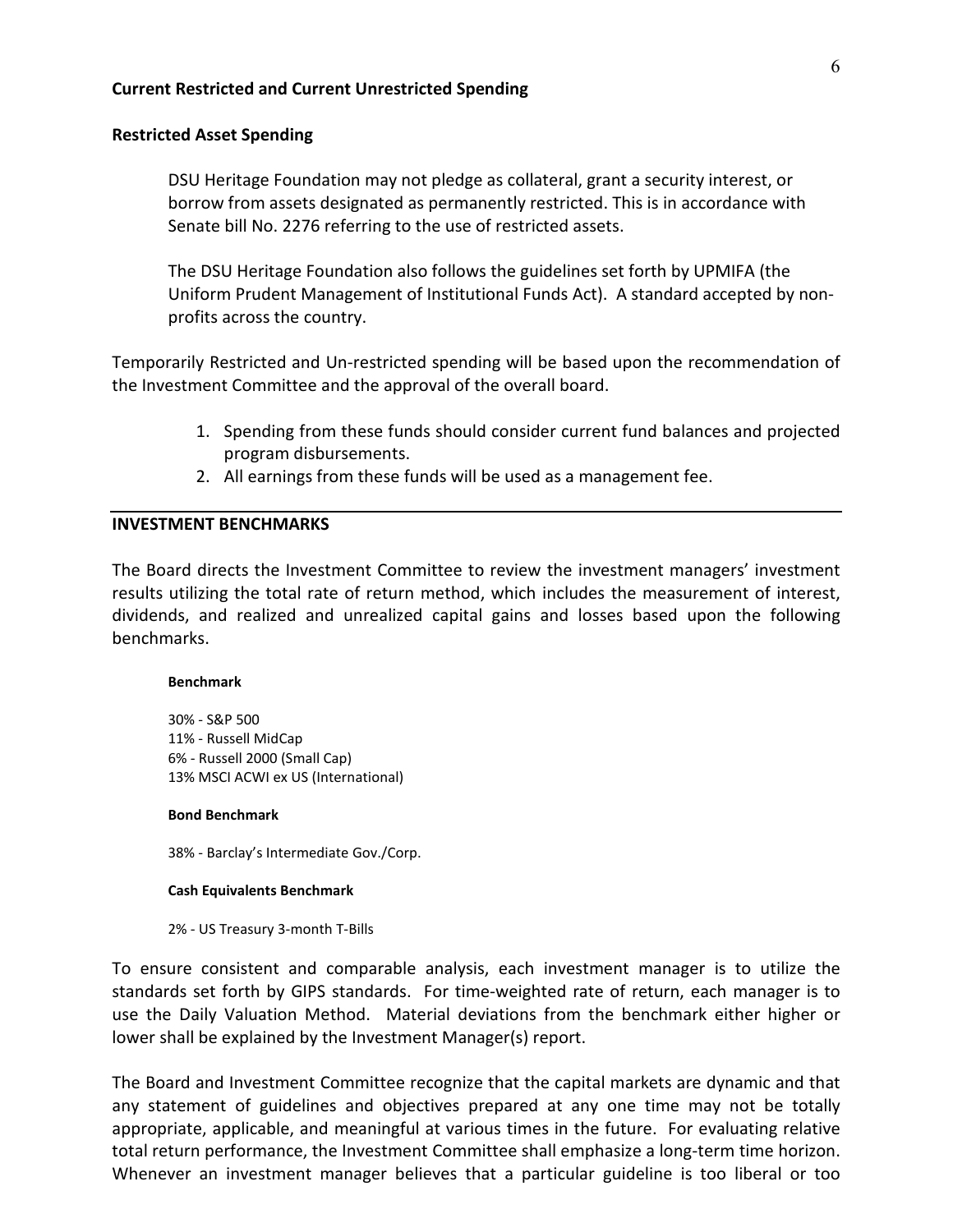**Current Restricted and Current Unrestricted Spending**

**Restricted Asset Spending**

DSU Heritage Foundation may not pledge as collateral, grant a security interest, or borrow from assets designated as permanently restricted. This is in accordance with Senate bill No. 2276 referring to the use of restricted assets.

The DSU Heritage Foundation also follows the guidelines set forth by UPMIFA (the Uniform Prudent Management of Institutional Funds Act). A standard accepted by non-profits across the country.

Temporarily Restricted and Un-restricted spending will be based upon the recommendation of the Investment Committee and the approval of the overall board.

1. Spending from these funds should consider current fund balances and projected program disbursements.
2. All earnings from these funds will be used as a management fee.

---

## INVESTMENT BENCHMARKS

The Board directs the Investment Committee to review the investment managers' investment results utilizing the total rate of return method, which includes the measurement of interest, dividends, and realized and unrealized capital gains and losses based upon the following benchmarks.

**Benchmark**

30% - S&P 500
11% - Russell MidCap
6% - Russell 2000 (Small Cap)
13% MSCI ACWI ex US (International)

**Bond Benchmark**

38% - Barclay's Intermediate Gov./Corp.

**Cash Equivalents Benchmark**

2% - US Treasury 3-month T-Bills

To ensure consistent and comparable analysis, each investment manager is to utilize the standards set forth by GIPS standards. For time-weighted rate of return, each manager is to use the Daily Valuation Method. Material deviations from the benchmark either higher or lower shall be explained by the Investment Manager(s) report.

The Board and Investment Committee recognize that the capital markets are dynamic and that any statement of guidelines and objectives prepared at any one time may not be totally appropriate, applicable, and meaningful at various times in the future. For evaluating relative total return performance, the Investment Committee shall emphasize a long-term time horizon. Whenever an investment manager believes that a particular guideline is too liberal or too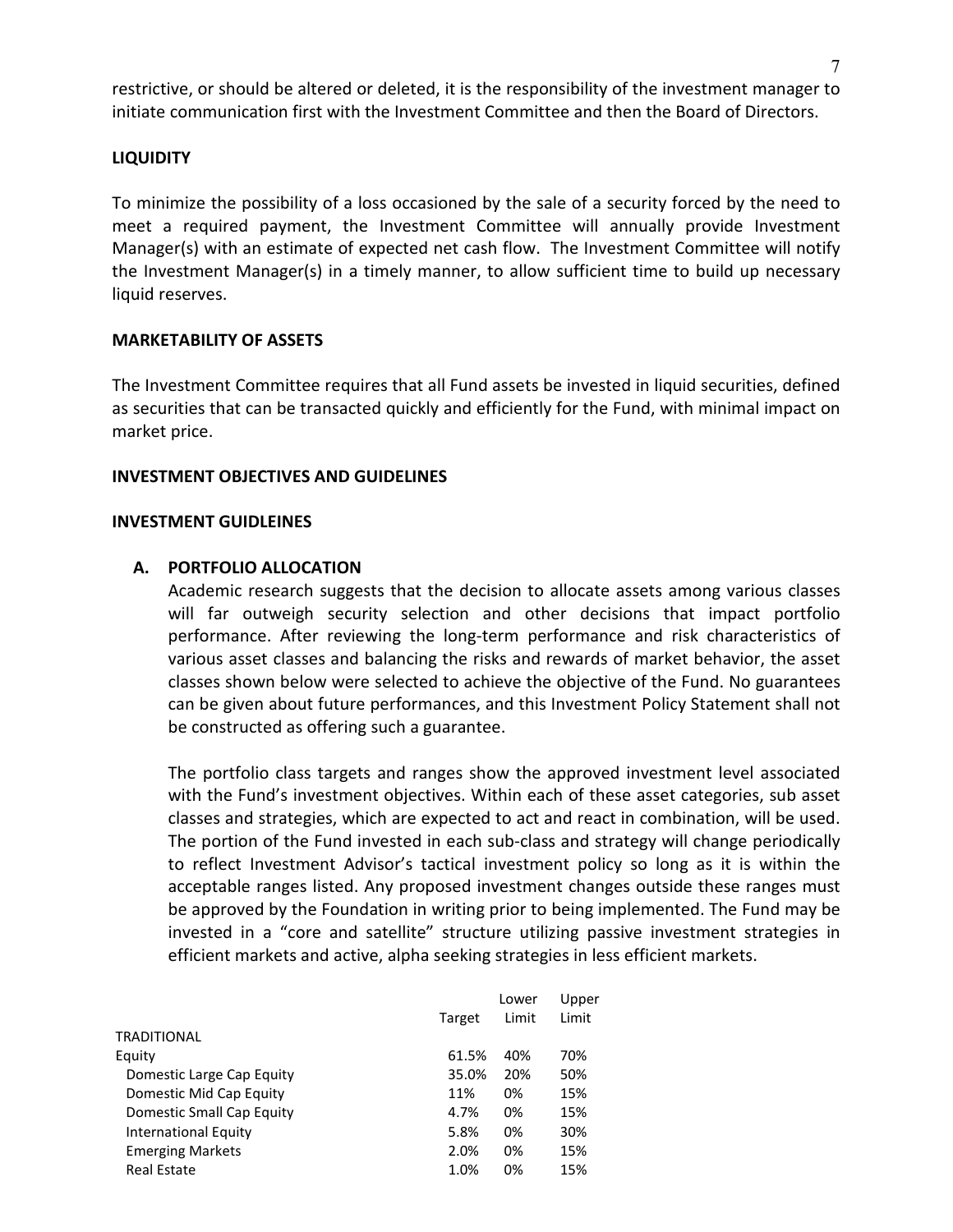restrictive, or should be altered or deleted, it is the responsibility of the investment manager to initiate communication first with the Investment Committee and then the Board of Directors.

**LIQUIDITY**

To minimize the possibility of a loss occasioned by the sale of a security forced by the need to meet a required payment, the Investment Committee will annually provide Investment Manager(s) with an estimate of expected net cash flow. The Investment Committee will notify the Investment Manager(s) in a timely manner, to allow sufficient time to build up necessary liquid reserves.

**MARKETABILITY OF ASSETS**

The Investment Committee requires that all Fund assets be invested in liquid securities, defined as securities that can be transacted quickly and efficiently for the Fund, with minimal impact on market price.

**INVESTMENT OBJECTIVES AND GUIDELINES**

**INVESTMENT GUIDLEINES**

**A. PORTFOLIO ALLOCATION**

Academic research suggests that the decision to allocate assets among various classes will far outweigh security selection and other decisions that impact portfolio performance. After reviewing the long-term performance and risk characteristics of various asset classes and balancing the risks and rewards of market behavior, the asset classes shown below were selected to achieve the objective of the Fund. No guarantees can be given about future performances, and this Investment Policy Statement shall not be constructed as offering such a guarantee.

The portfolio class targets and ranges show the approved investment level associated with the Fund's investment objectives. Within each of these asset categories, sub asset classes and strategies, which are expected to act and react in combination, will be used. The portion of the Fund invested in each sub-class and strategy will change periodically to reflect Investment Advisor's tactical investment policy so long as it is within the acceptable ranges listed. Any proposed investment changes outside these ranges must be approved by the Foundation in writing prior to being implemented. The Fund may be invested in a "core and satellite" structure utilizing passive investment strategies in efficient markets and active, alpha seeking strategies in less efficient markets.

| | Target | Lower Limit | Upper Limit |
|---|---|---|---|
| TRADITIONAL | | | |
| Equity | 61.5% | 40% | 70% |
| Domestic Large Cap Equity | 35.0% | 20% | 50% |
| Domestic Mid Cap Equity | 11% | 0% | 15% |
| Domestic Small Cap Equity | 4.7% | 0% | 15% |
| International Equity | 5.8% | 0% | 30% |
| Emerging Markets | 2.0% | 0% | 15% |
| Real Estate | 1.0% | 0% | 15% |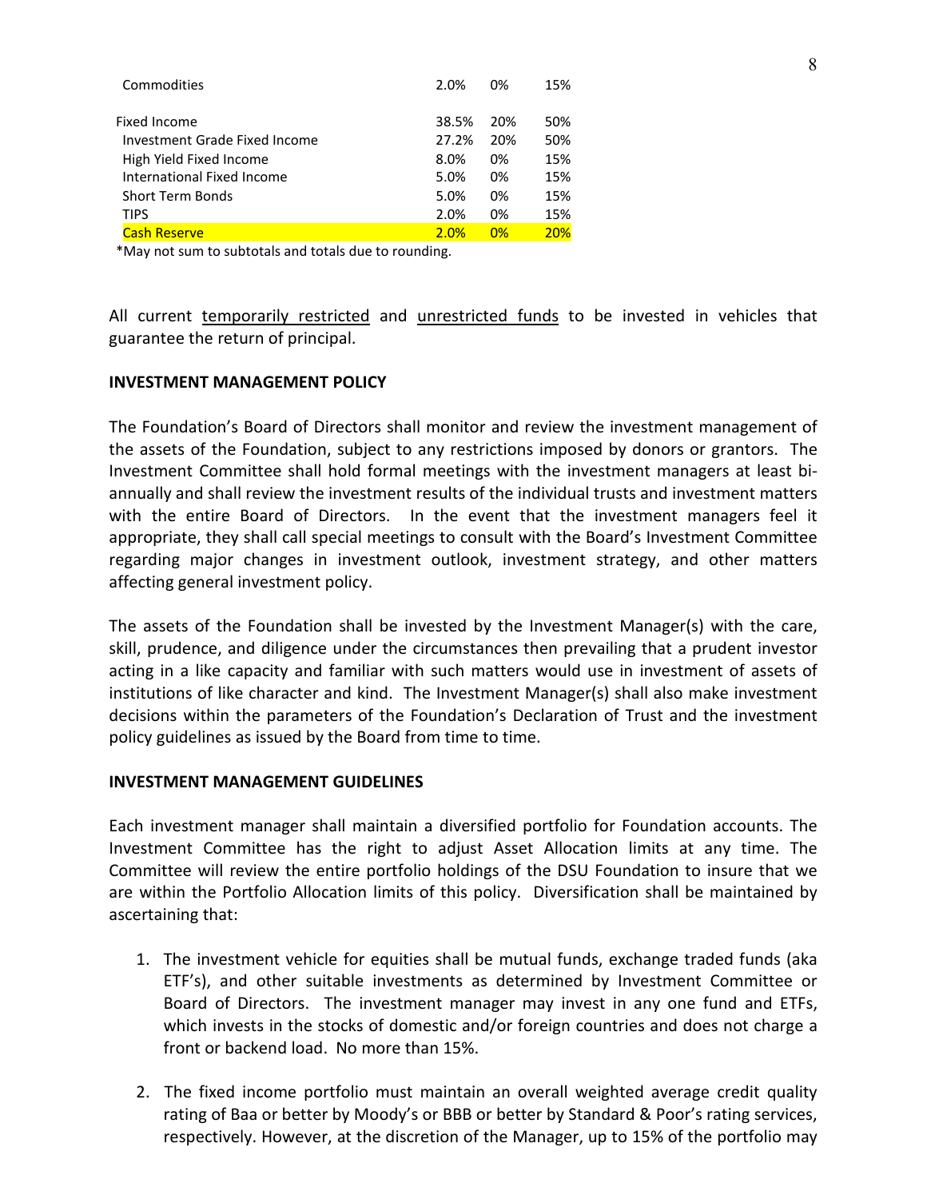| | | | |
|---|---|---|---|
| Commodities | 2.0% | 0% | 15% |
| Fixed Income | 38.5% | 20% | 50% |
| Investment Grade Fixed Income | 27.2% | 20% | 50% |
| High Yield Fixed Income | 8.0% | 0% | 15% |
| International Fixed Income | 5.0% | 0% | 15% |
| Short Term Bonds | 5.0% | 0% | 15% |
| TIPS | 2.0% | 0% | 15% |
| Cash Reserve | 2.0% | 0% | 20% |

*May not sum to subtotals and totals due to rounding.

All current temporarily restricted and unrestricted funds to be invested in vehicles that guarantee the return of principal.

**INVESTMENT MANAGEMENT POLICY**

The Foundation's Board of Directors shall monitor and review the investment management of the assets of the Foundation, subject to any restrictions imposed by donors or grantors. The Investment Committee shall hold formal meetings with the investment managers at least bi-annually and shall review the investment results of the individual trusts and investment matters with the entire Board of Directors. In the event that the investment managers feel it appropriate, they shall call special meetings to consult with the Board's Investment Committee regarding major changes in investment outlook, investment strategy, and other matters affecting general investment policy.

The assets of the Foundation shall be invested by the Investment Manager(s) with the care, skill, prudence, and diligence under the circumstances then prevailing that a prudent investor acting in a like capacity and familiar with such matters would use in investment of assets of institutions of like character and kind. The Investment Manager(s) shall also make investment decisions within the parameters of the Foundation's Declaration of Trust and the investment policy guidelines as issued by the Board from time to time.

**INVESTMENT MANAGEMENT GUIDELINES**

Each investment manager shall maintain a diversified portfolio for Foundation accounts. The Investment Committee has the right to adjust Asset Allocation limits at any time. The Committee will review the entire portfolio holdings of the DSU Foundation to insure that we are within the Portfolio Allocation limits of this policy. Diversification shall be maintained by ascertaining that:

1. The investment vehicle for equities shall be mutual funds, exchange traded funds (aka ETF's), and other suitable investments as determined by Investment Committee or Board of Directors. The investment manager may invest in any one fund and ETFs, which invests in the stocks of domestic and/or foreign countries and does not charge a front or backend load. No more than 15%.

2. The fixed income portfolio must maintain an overall weighted average credit quality rating of Baa or better by Moody's or BBB or better by Standard & Poor's rating services, respectively. However, at the discretion of the Manager, up to 15% of the portfolio may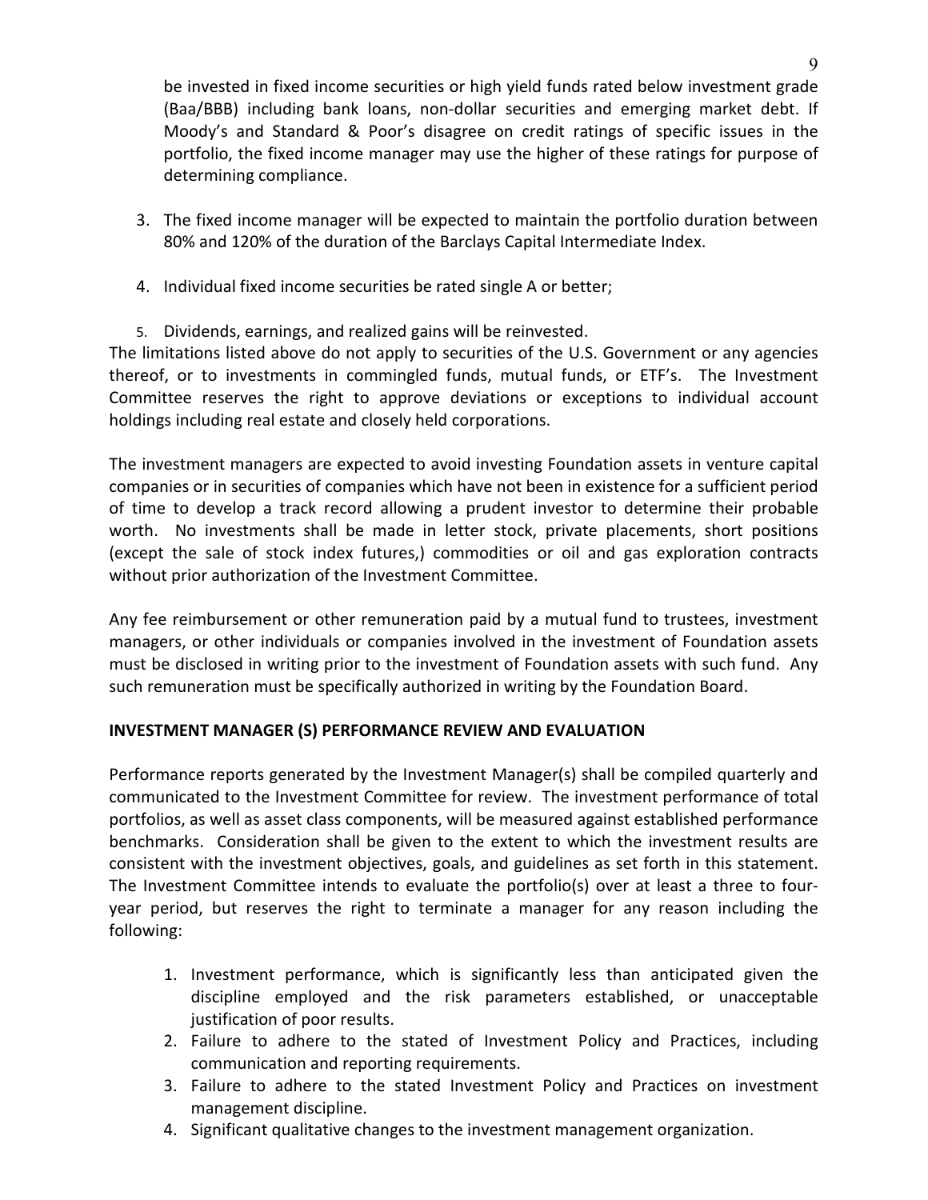be invested in fixed income securities or high yield funds rated below investment grade (Baa/BBB) including bank loans, non-dollar securities and emerging market debt. If Moody's and Standard & Poor's disagree on credit ratings of specific issues in the portfolio, the fixed income manager may use the higher of these ratings for purpose of determining compliance.

3. The fixed income manager will be expected to maintain the portfolio duration between 80% and 120% of the duration of the Barclays Capital Intermediate Index.

4. Individual fixed income securities be rated single A or better;

5. Dividends, earnings, and realized gains will be reinvested.

The limitations listed above do not apply to securities of the U.S. Government or any agencies thereof, or to investments in commingled funds, mutual funds, or ETF's. The Investment Committee reserves the right to approve deviations or exceptions to individual account holdings including real estate and closely held corporations.

The investment managers are expected to avoid investing Foundation assets in venture capital companies or in securities of companies which have not been in existence for a sufficient period of time to develop a track record allowing a prudent investor to determine their probable worth. No investments shall be made in letter stock, private placements, short positions (except the sale of stock index futures,) commodities or oil and gas exploration contracts without prior authorization of the Investment Committee.

Any fee reimbursement or other remuneration paid by a mutual fund to trustees, investment managers, or other individuals or companies involved in the investment of Foundation assets must be disclosed in writing prior to the investment of Foundation assets with such fund. Any such remuneration must be specifically authorized in writing by the Foundation Board.

**INVESTMENT MANAGER (S) PERFORMANCE REVIEW AND EVALUATION**

Performance reports generated by the Investment Manager(s) shall be compiled quarterly and communicated to the Investment Committee for review. The investment performance of total portfolios, as well as asset class components, will be measured against established performance benchmarks. Consideration shall be given to the extent to which the investment results are consistent with the investment objectives, goals, and guidelines as set forth in this statement. The Investment Committee intends to evaluate the portfolio(s) over at least a three to four-year period, but reserves the right to terminate a manager for any reason including the following:

1. Investment performance, which is significantly less than anticipated given the discipline employed and the risk parameters established, or unacceptable justification of poor results.
2. Failure to adhere to the stated of Investment Policy and Practices, including communication and reporting requirements.
3. Failure to adhere to the stated Investment Policy and Practices on investment management discipline.
4. Significant qualitative changes to the investment management organization.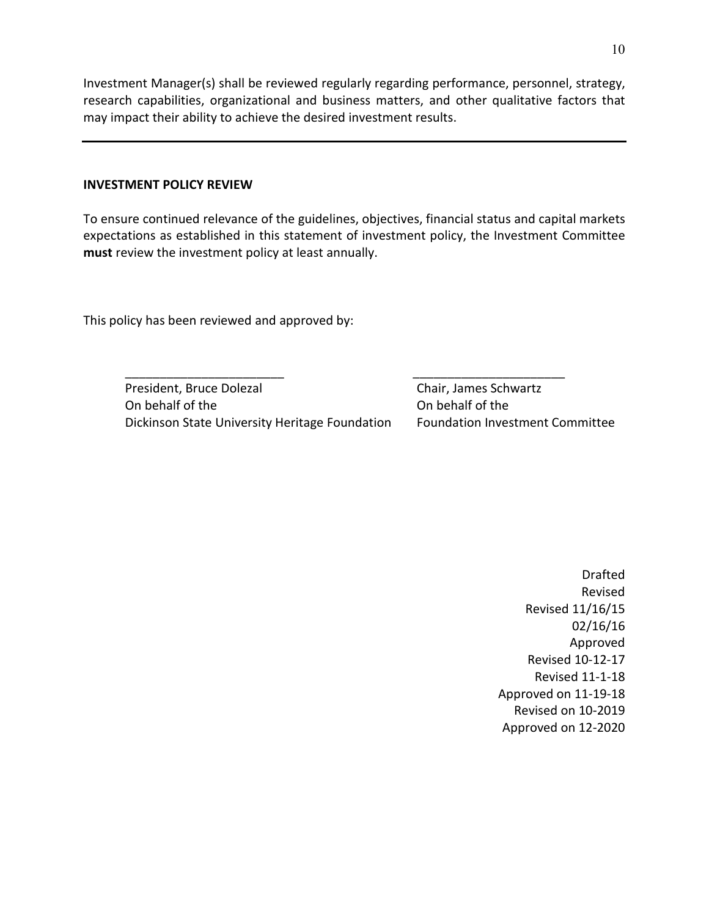Investment Manager(s) shall be reviewed regularly regarding performance, personnel, strategy, research capabilities, organizational and business matters, and other qualitative factors that may impact their ability to achieve the desired investment results.

---

**INVESTMENT POLICY REVIEW**

To ensure continued relevance of the guidelines, objectives, financial status and capital markets expectations as established in this statement of investment policy, the Investment Committee **must** review the investment policy at least annually.

This policy has been reviewed and approved by:

| | |
|---|---|
| _______________________ | _______________________ |
| President, Bruce Dolezal | Chair, James Schwartz |
| On behalf of the | On behalf of the |
| Dickinson State University Heritage Foundation | Foundation Investment Committee |

Drafted
Revised
Revised 11/16/15
02/16/16
Approved
Revised 10-12-17
Revised 11-1-18
Approved on 11-19-18
Revised on 10-2019
Approved on 12-2020